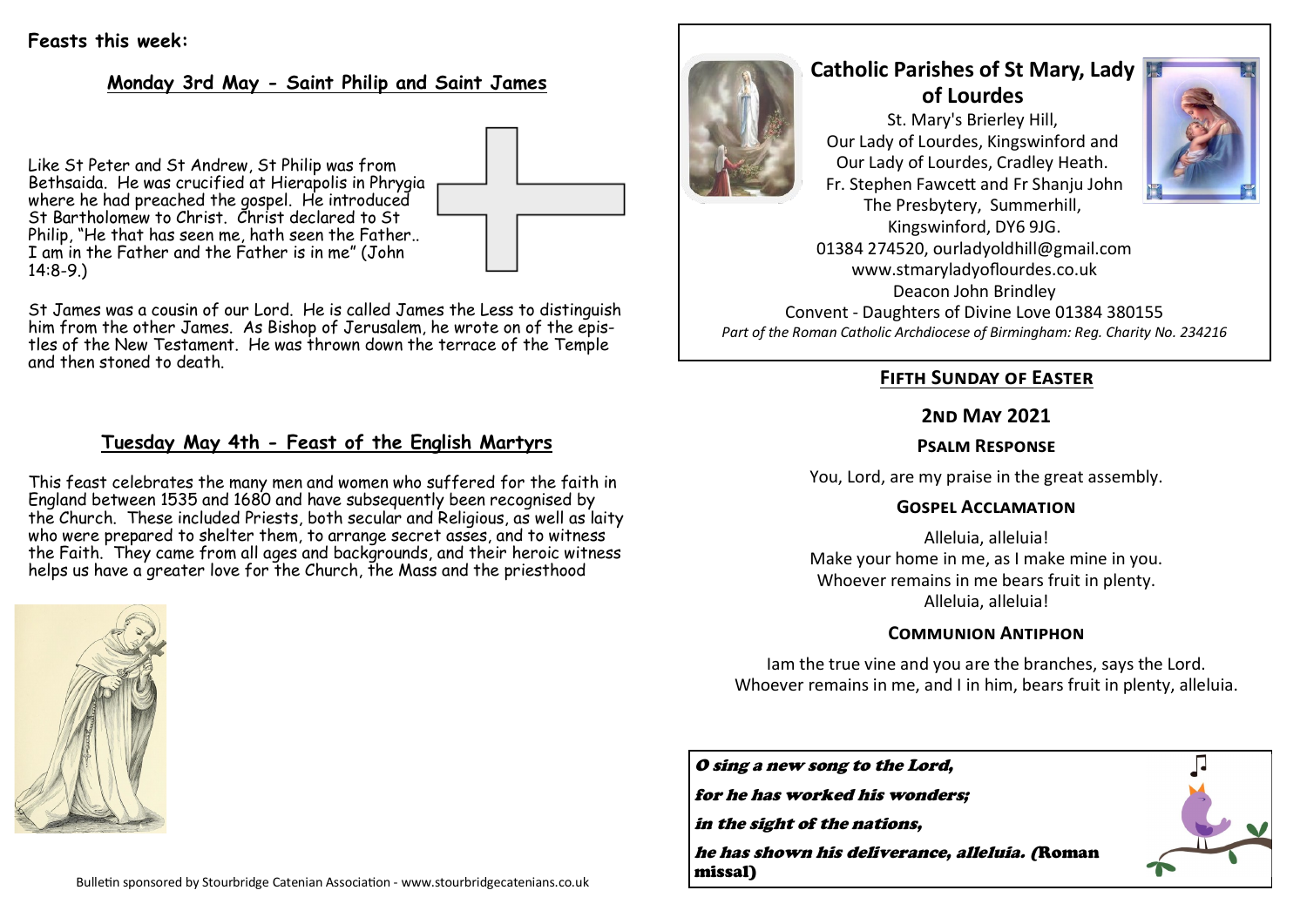**Feasts this week:**

## Monday 3rd May - Saint Philip and Saint James

Like St Peter and St Andrew, St Philip was from Bethsaida. He was crucified at Hierapolis in Phrygia where he had preached the gospel. He introduced St Bartholomew to Christ. Christ declared to St Philip, "He that has seen me, hath seen the Father.. I am in the Father and the Father is in me" (John 14:8-9.)

St James was a cousin of our Lord. He is called James the Less to distinguish him from the other James. As Bishop of Jerusalem, he wrote on of the epistles of the New Testament. He was thrown down the terrace of the Temple and then stoned to death.

## Tuesday May 4th - Feast of the English Martyrs

This feast celebrates the many men and women who suffered for the faith in England between 1535 and 1680 and have subsequently been recognised by the Church. These included Priests, both secular and Religious, as well as laity who were prepared to shelter them, to arrange secret asses, and to witness the Faith. They came from all ages and backgrounds, and their heroic witness helps us have a greater love for the Church, the Mass and the priesthood

Bulletin sponsored by Stourbridge Catenian Association - www.stourbridgecatenians.co.uk

# Catholic Parishes of St Mary, Lady of Lourdes

St. Mary's Brierley Hill,
Our Lady of Lourdes, Kingswinford and
Our Lady of Lourdes, Cradley Heath.
Fr. Stephen Fawcett and Fr Shanju John
The Presbytery, Summerhill,
Kingswinford, DY6 9JG.
01384 274520, ourladyoldhill@gmail.com
www.stmaryladyoflourdes.co.uk
Deacon John Brindley
Convent - Daughters of Divine Love 01384 380155

*Part of the Roman Catholic Archdiocese of Birmingham: Reg. Charity No. 234216*

## Fifth Sunday of Easter

## 2nd May 2021

### Psalm Response

You, Lord, are my praise in the great assembly.

### Gospel Acclamation

Alleluia, alleluia!
Make your home in me, as I make mine in you.
Whoever remains in me bears fruit in plenty.
Alleluia, alleluia!

### Communion Antiphon

Iam the true vine and you are the branches, says the Lord.
Whoever remains in me, and I in him, bears fruit in plenty, alleluia.

***O sing a new song to the Lord,***

***for he has worked his wonders;***

***in the sight of the nations,***

***he has shown his deliverance, alleluia. (Roman missal)***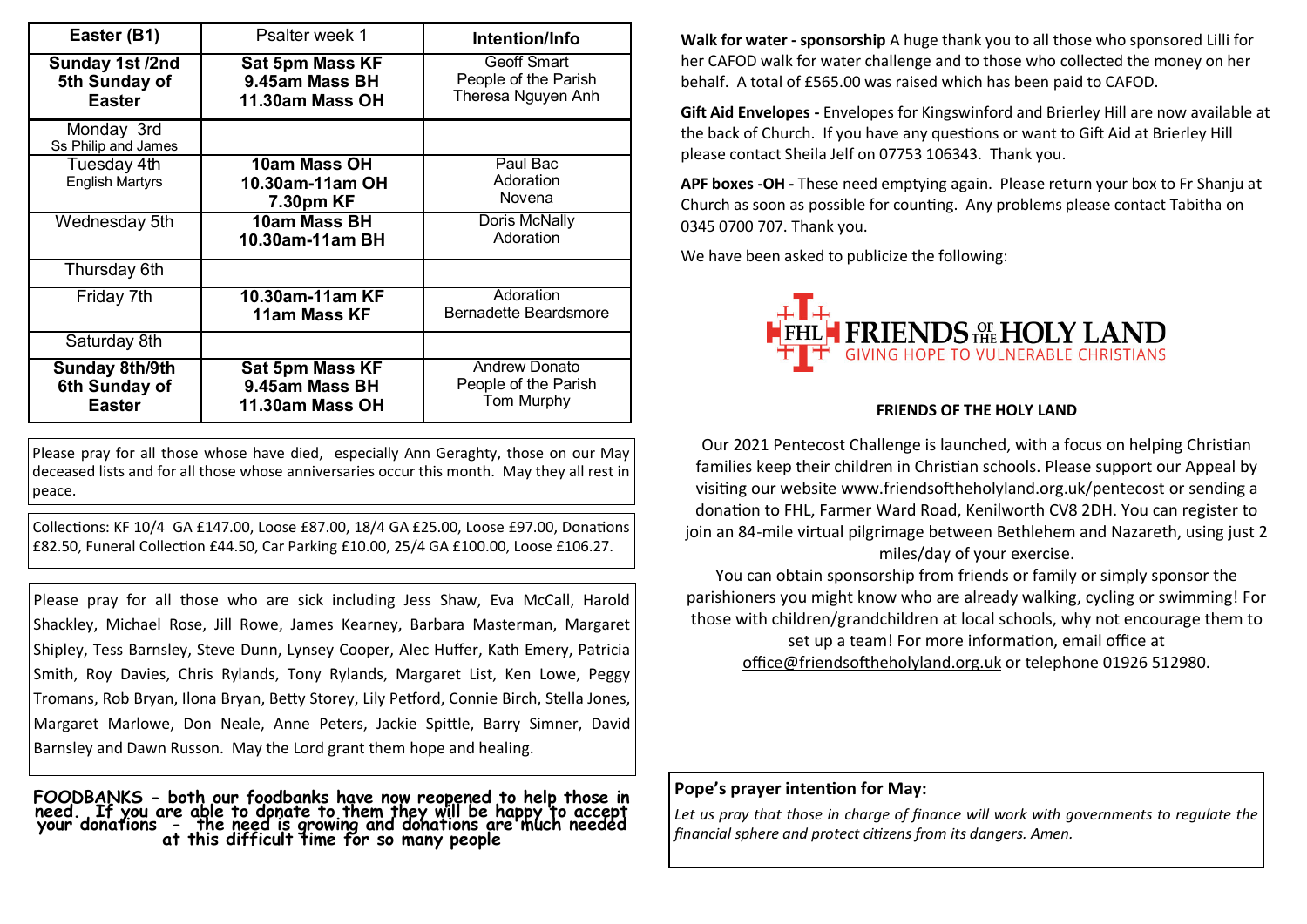| Easter (B1) | Psalter week 1 | Intention/Info |
| --- | --- | --- |
| **Sunday 1st /2nd 5th Sunday of Easter** | **Sat 5pm Mass KF 9.45am Mass BH 11.30am Mass OH** | Geoff Smart People of the Parish Theresa Nguyen Anh |
| Monday 3rd Ss Philip and James | | |
| Tuesday 4th English Martyrs | **10am Mass OH 10.30am-11am OH 7.30pm KF** | Paul Bac Adoration Novena |
| Wednesday 5th | **10am Mass BH 10.30am-11am BH** | Doris McNally Adoration |
| Thursday 6th | | |
| Friday 7th | **10.30am-11am KF 11am Mass KF** | Adoration Bernadette Beardsmore |
| Saturday 8th | | |
| **Sunday 8th/9th 6th Sunday of Easter** | **Sat 5pm Mass KF 9.45am Mass BH 11.30am Mass OH** | Andrew Donato People of the Parish Tom Murphy |

Please pray for all those whose have died, especially Ann Geraghty, those on our May deceased lists and for all those whose anniversaries occur this month. May they all rest in peace.

Collections: KF 10/4 GA £147.00, Loose £87.00, 18/4 GA £25.00, Loose £97.00, Donations £82.50, Funeral Collection £44.50, Car Parking £10.00, 25/4 GA £100.00, Loose £106.27.

Please pray for all those who are sick including Jess Shaw, Eva McCall, Harold Shackley, Michael Rose, Jill Rowe, James Kearney, Barbara Masterman, Margaret Shipley, Tess Barnsley, Steve Dunn, Lynsey Cooper, Alec Huffer, Kath Emery, Patricia Smith, Roy Davies, Chris Rylands, Tony Rylands, Margaret List, Ken Lowe, Peggy Tromans, Rob Bryan, Ilona Bryan, Betty Storey, Lily Petford, Connie Birch, Stella Jones, Margaret Marlowe, Don Neale, Anne Peters, Jackie Spittle, Barry Simner, David Barnsley and Dawn Russon. May the Lord grant them hope and healing.

**FOODBANKS - both our foodbanks have now reopened to help those in need. If you are able to donate to them they will be happy to accept your donations - the need is growing and donations are much needed at this difficult time for so many people**

**Walk for water - sponsorship** A huge thank you to all those who sponsored Lilli for her CAFOD walk for water challenge and to those who collected the money on her behalf. A total of £565.00 was raised which has been paid to CAFOD.

**Gift Aid Envelopes -** Envelopes for Kingswinford and Brierley Hill are now available at the back of Church. If you have any questions or want to Gift Aid at Brierley Hill please contact Sheila Jelf on 07753 106343. Thank you.

**APF boxes -OH -** These need emptying again. Please return your box to Fr Shanju at Church as soon as possible for counting. Any problems please contact Tabitha on 0345 0700 707. Thank you.

We have been asked to publicize the following:

FHL FRIENDS OF THE HOLY LAND
GIVING HOPE TO VULNERABLE CHRISTIANS

**FRIENDS OF THE HOLY LAND**

Our 2021 Pentecost Challenge is launched, with a focus on helping Christian families keep their children in Christian schools. Please support our Appeal by visiting our website www.friendsoftheholyland.org.uk/pentecost or sending a donation to FHL, Farmer Ward Road, Kenilworth CV8 2DH. You can register to join an 84-mile virtual pilgrimage between Bethlehem and Nazareth, using just 2 miles/day of your exercise.

You can obtain sponsorship from friends or family or simply sponsor the parishioners you might know who are already walking, cycling or swimming! For those with children/grandchildren at local schools, why not encourage them to set up a team! For more information, email office at office@friendsoftheholyland.org.uk or telephone 01926 512980.

**Pope's prayer intention for May:**

*Let us pray that those in charge of finance will work with governments to regulate the financial sphere and protect citizens from its dangers. Amen.*